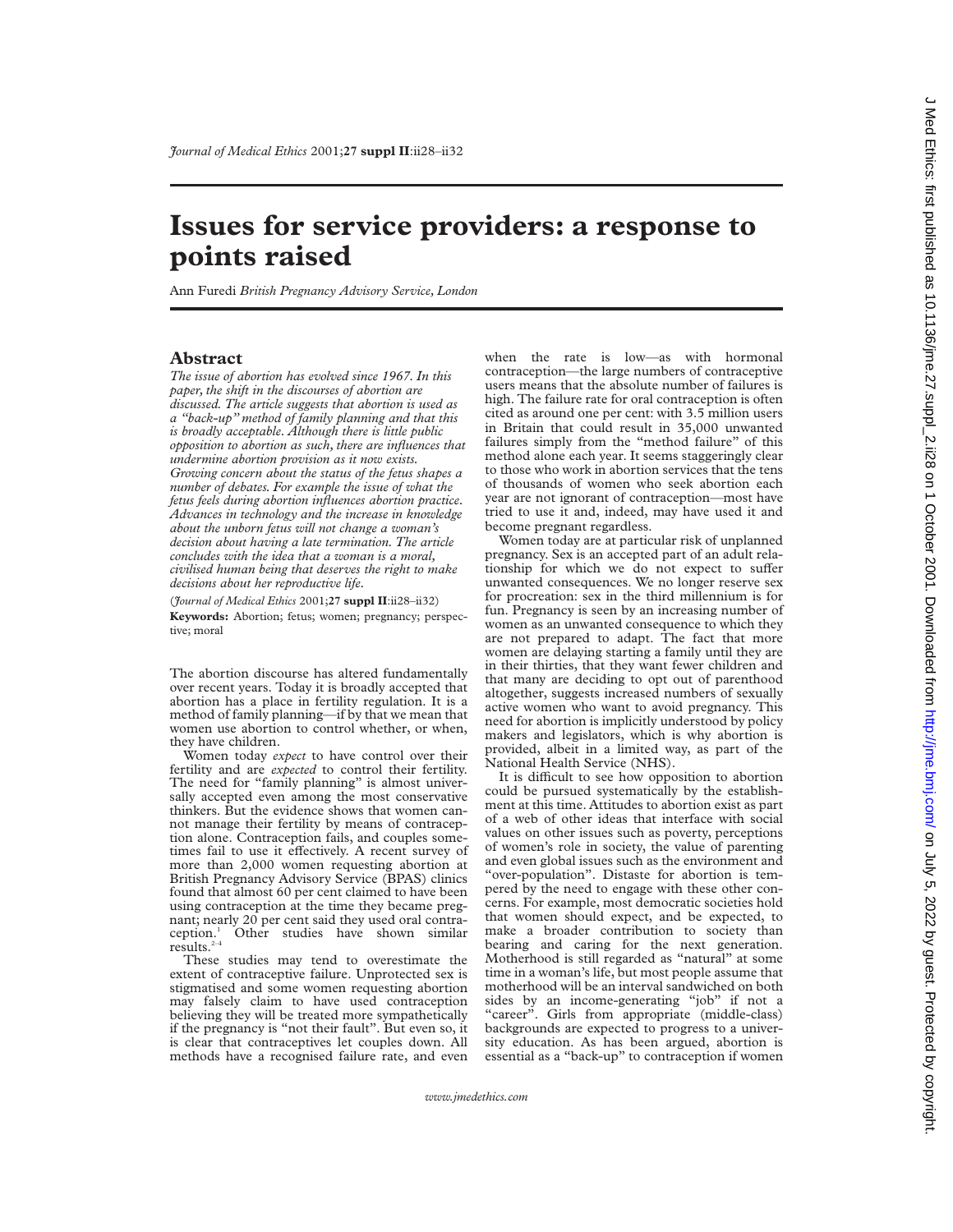# Issues for service providers: a response to points raised

Ann Furedi *British Pregnancy Advisory Service, London*

## Abstract

*The issue of abortion has evolved since 1967. In this paper, the shift in the discourses of abortion are discussed. The article suggests that abortion is used as a "back-up" method of family planning and that this is broadly acceptable. Although there is little public opposition to abortion as such, there are influences that undermine abortion provision as it now exists. Growing concern about the status of the fetus shapes a number of debates. For example the issue of what the fetus feels during abortion influences abortion practice. Advances in technology and the increase in knowledge about the unborn fetus will not change a woman's decision about having a late termination. The article concludes with the idea that a woman is a moral, civilised human being that deserves the right to make decisions about her reproductive life.*

(*Journal of Medical Ethics* 2001;**27 suppl II**:ii28–ii32)

**Keywords:** Abortion; fetus; women; pregnancy; perspective; moral

The abortion discourse has altered fundamentally over recent years. Today it is broadly accepted that abortion has a place in fertility regulation. It is a method of family planning—if by that we mean that women use abortion to control whether, or when, they have children.

Women today *expect* to have control over their fertility and are *expected* to control their fertility. The need for "family planning" is almost universally accepted even among the most conservative thinkers. But the evidence shows that women cannot manage their fertility by means of contraception alone. Contraception fails, and couples sometimes fail to use it effectively. A recent survey of more than 2,000 women requesting abortion at British Pregnancy Advisory Service (BPAS) clinics found that almost 60 per cent claimed to have been using contraception at the time they became pregnant; nearly 20 per cent said they used oral contraception.[1] Other studies have shown similar results.[2-4]

These studies may tend to overestimate the extent of contraceptive failure. Unprotected sex is stigmatised and some women requesting abortion may falsely claim to have used contraception believing they will be treated more sympathetically if the pregnancy is "not their fault". But even so, it is clear that contraceptives let couples down. All methods have a recognised failure rate, and even when the rate is low—as with hormonal contraception—the large numbers of contraceptive users means that the absolute number of failures is high. The failure rate for oral contraception is often cited as around one per cent: with 3.5 million users in Britain that could result in 35,000 unwanted failures simply from the "method failure" of this method alone each year. It seems staggeringly clear to those who work in abortion services that the tens of thousands of women who seek abortion each year are not ignorant of contraception—most have tried to use it and, indeed, may have used it and become pregnant regardless.

Women today are at particular risk of unplanned pregnancy. Sex is an accepted part of an adult relationship for which we do not expect to suffer unwanted consequences. We no longer reserve sex for procreation: sex in the third millennium is for fun. Pregnancy is seen by an increasing number of women as an unwanted consequence to which they are not prepared to adapt. The fact that more women are delaying starting a family until they are in their thirties, that they want fewer children and that many are deciding to opt out of parenthood altogether, suggests increased numbers of sexually active women who want to avoid pregnancy. This need for abortion is implicitly understood by policy makers and legislators, which is why abortion is provided, albeit in a limited way, as part of the National Health Service (NHS).

It is difficult to see how opposition to abortion could be pursued systematically by the establishment at this time. Attitudes to abortion exist as part of a web of other ideas that interface with social values on other issues such as poverty, perceptions of women's role in society, the value of parenting and even global issues such as the environment and "over-population". Distaste for abortion is tempered by the need to engage with these other concerns. For example, most democratic societies hold that women should expect, and be expected, to make a broader contribution to society than bearing and caring for the next generation. Motherhood is still regarded as "natural" at some time in a woman's life, but most people assume that motherhood will be an interval sandwiched on both sides by an income-generating "job" if not a "career". Girls from appropriate (middle-class) backgrounds are expected to progress to a university education. As has been argued, abortion is essential as a "back-up" to contraception if women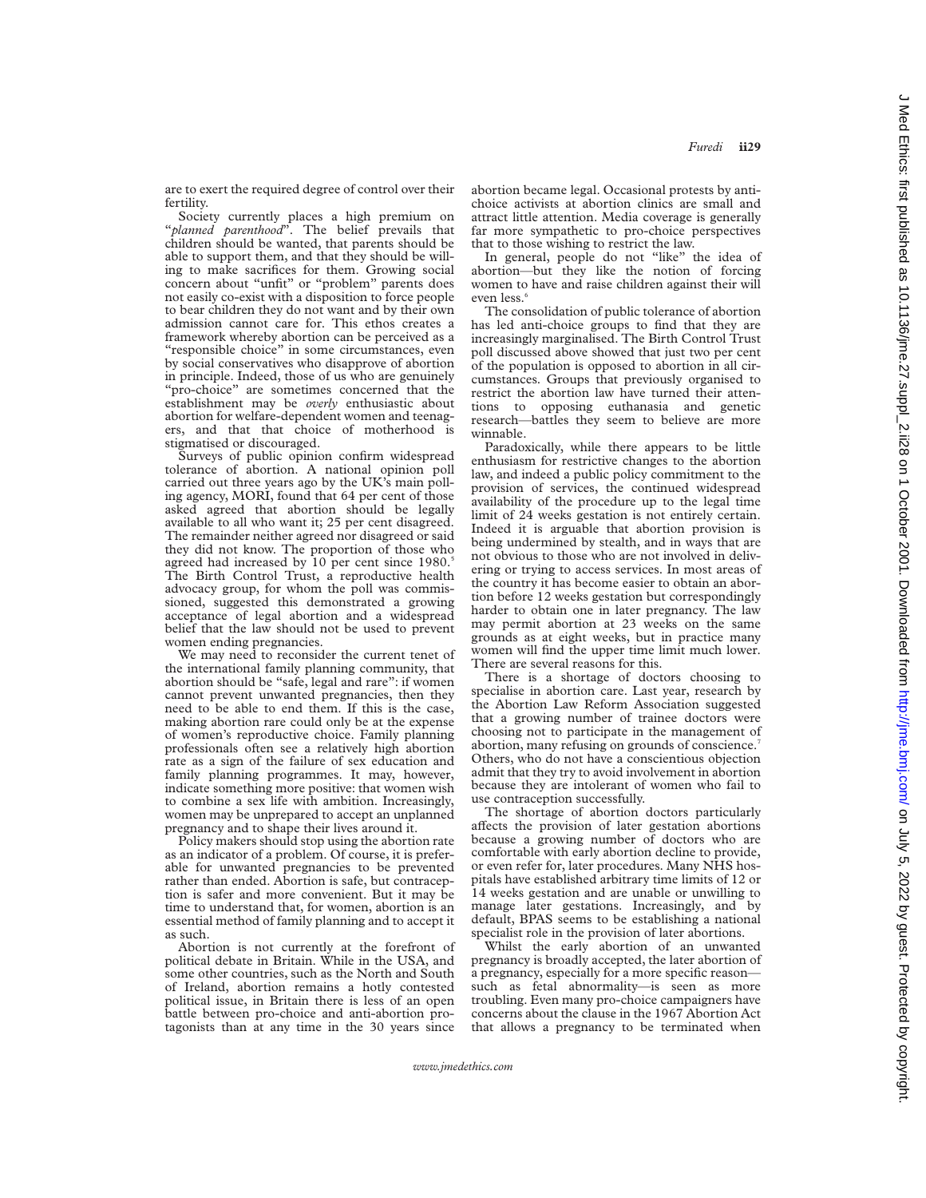are to exert the required degree of control over their fertility.

Society currently places a high premium on "*planned parenthood*". The belief prevails that children should be wanted, that parents should be able to support them, and that they should be willing to make sacrifices for them. Growing social concern about "unfit" or "problem" parents does not easily co-exist with a disposition to force people to bear children they do not want and by their own admission cannot care for. This ethos creates a framework whereby abortion can be perceived as a "responsible choice" in some circumstances, even by social conservatives who disapprove of abortion in principle. Indeed, those of us who are genuinely "pro-choice" are sometimes concerned that the establishment may be *overly* enthusiastic about abortion for welfare-dependent women and teenagers, and that that choice of motherhood is stigmatised or discouraged.

Surveys of public opinion confirm widespread tolerance of abortion. A national opinion poll carried out three years ago by the UK's main polling agency, MORI, found that 64 per cent of those asked agreed that abortion should be legally available to all who want it; 25 per cent disagreed. The remainder neither agreed nor disagreed or said they did not know. The proportion of those who agreed had increased by 10 per cent since 1980.[5] The Birth Control Trust, a reproductive health advocacy group, for whom the poll was commissioned, suggested this demonstrated a growing acceptance of legal abortion and a widespread belief that the law should not be used to prevent women ending pregnancies.

We may need to reconsider the current tenet of the international family planning community, that abortion should be "safe, legal and rare": if women cannot prevent unwanted pregnancies, then they need to be able to end them. If this is the case, making abortion rare could only be at the expense of women's reproductive choice. Family planning professionals often see a relatively high abortion rate as a sign of the failure of sex education and family planning programmes. It may, however, indicate something more positive: that women wish to combine a sex life with ambition. Increasingly, women may be unprepared to accept an unplanned pregnancy and to shape their lives around it.

Policy makers should stop using the abortion rate as an indicator of a problem. Of course, it is preferable for unwanted pregnancies to be prevented rather than ended. Abortion is safe, but contraception is safer and more convenient. But it may be time to understand that, for women, abortion is an essential method of family planning and to accept it as such.

Abortion is not currently at the forefront of political debate in Britain. While in the USA, and some other countries, such as the North and South of Ireland, abortion remains a hotly contested political issue, in Britain there is less of an open battle between pro-choice and anti-abortion protagonists than at any time in the 30 years since abortion became legal. Occasional protests by anti-choice activists at abortion clinics are small and attract little attention. Media coverage is generally far more sympathetic to pro-choice perspectives that to those wishing to restrict the law.

In general, people do not "like" the idea of abortion—but they like the notion of forcing women to have and raise children against their will even less.[6]

The consolidation of public tolerance of abortion has led anti-choice groups to find that they are increasingly marginalised. The Birth Control Trust poll discussed above showed that just two per cent of the population is opposed to abortion in all circumstances. Groups that previously organised to restrict the abortion law have turned their attentions to opposing euthanasia and genetic research—battles they seem to believe are more winnable.

Paradoxically, while there appears to be little enthusiasm for restrictive changes to the abortion law, and indeed a public policy commitment to the provision of services, the continued widespread availability of the procedure up to the legal time limit of 24 weeks gestation is not entirely certain. Indeed it is arguable that abortion provision is being undermined by stealth, and in ways that are not obvious to those who are not involved in delivering or trying to access services. In most areas of the country it has become easier to obtain an abortion before 12 weeks gestation but correspondingly harder to obtain one in later pregnancy. The law may permit abortion at 23 weeks on the same grounds as at eight weeks, but in practice many women will find the upper time limit much lower. There are several reasons for this.

There is a shortage of doctors choosing to specialise in abortion care. Last year, research by the Abortion Law Reform Association suggested that a growing number of trainee doctors were choosing not to participate in the management of abortion, many refusing on grounds of conscience.[7] Others, who do not have a conscientious objection admit that they try to avoid involvement in abortion because they are intolerant of women who fail to use contraception successfully.

The shortage of abortion doctors particularly affects the provision of later gestation abortions because a growing number of doctors who are comfortable with early abortion decline to provide, or even refer for, later procedures. Many NHS hospitals have established arbitrary time limits of 12 or 14 weeks gestation and are unable or unwilling to manage later gestations. Increasingly, and by default, BPAS seems to be establishing a national specialist role in the provision of later abortions.

Whilst the early abortion of an unwanted pregnancy is broadly accepted, the later abortion of a pregnancy, especially for a more specific reason—such as fetal abnormality—is seen as more troubling. Even many pro-choice campaigners have concerns about the clause in the 1967 Abortion Act that allows a pregnancy to be terminated when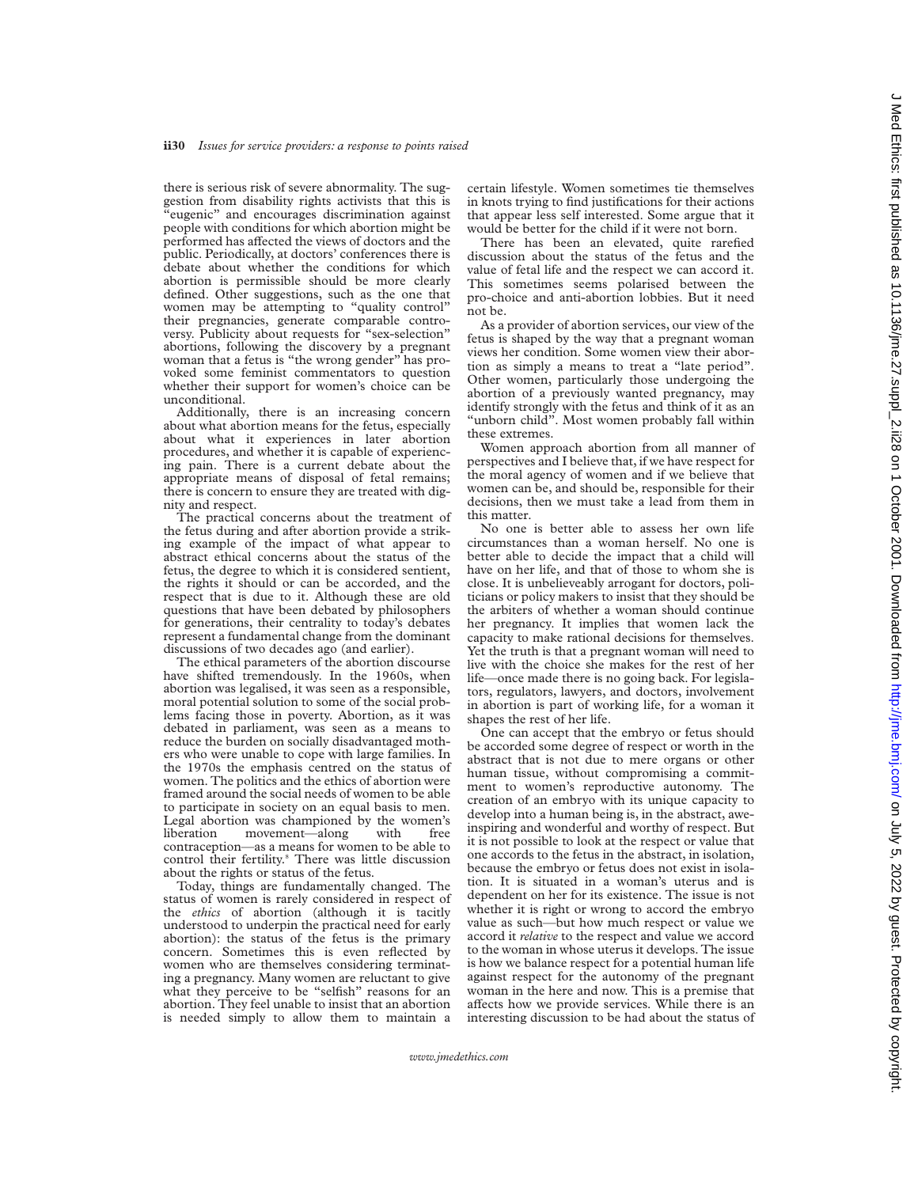there is serious risk of severe abnormality. The suggestion from disability rights activists that this is "eugenic" and encourages discrimination against people with conditions for which abortion might be performed has affected the views of doctors and the public. Periodically, at doctors' conferences there is debate about whether the conditions for which abortion is permissible should be more clearly defined. Other suggestions, such as the one that women may be attempting to "quality control" their pregnancies, generate comparable controversy. Publicity about requests for "sex-selection" abortions, following the discovery by a pregnant woman that a fetus is "the wrong gender" has provoked some feminist commentators to question whether their support for women's choice can be unconditional.

Additionally, there is an increasing concern about what abortion means for the fetus, especially about what it experiences in later abortion procedures, and whether it is capable of experiencing pain. There is a current debate about the appropriate means of disposal of fetal remains; there is concern to ensure they are treated with dignity and respect.

The practical concerns about the treatment of the fetus during and after abortion provide a striking example of the impact of what appear to abstract ethical concerns about the status of the fetus, the degree to which it is considered sentient, the rights it should or can be accorded, and the respect that is due to it. Although these are old questions that have been debated by philosophers for generations, their centrality to today's debates represent a fundamental change from the dominant discussions of two decades ago (and earlier).

The ethical parameters of the abortion discourse have shifted tremendously. In the 1960s, when abortion was legalised, it was seen as a responsible, moral potential solution to some of the social problems facing those in poverty. Abortion, as it was debated in parliament, was seen as a means to reduce the burden on socially disadvantaged mothers who were unable to cope with large families. In the 1970s the emphasis centred on the status of women. The politics and the ethics of abortion were framed around the social needs of women to be able to participate in society on an equal basis to men. Legal abortion was championed by the women's liberation movement—along with free contraception—as a means for women to be able to control their fertility.[8] There was little discussion about the rights or status of the fetus.

Today, things are fundamentally changed. The status of women is rarely considered in respect of the *ethics* of abortion (although it is tacitly understood to underpin the practical need for early abortion): the status of the fetus is the primary concern. Sometimes this is even reflected by women who are themselves considering terminating a pregnancy. Many women are reluctant to give what they perceive to be "selfish" reasons for an abortion. They feel unable to insist that an abortion is needed simply to allow them to maintain a certain lifestyle. Women sometimes tie themselves in knots trying to find justifications for their actions that appear less self interested. Some argue that it would be better for the child if it were not born.

There has been an elevated, quite rarefied discussion about the status of the fetus and the value of fetal life and the respect we can accord it. This sometimes seems polarised between the pro-choice and anti-abortion lobbies. But it need not be.

As a provider of abortion services, our view of the fetus is shaped by the way that a pregnant woman views her condition. Some women view their abortion as simply a means to treat a "late period". Other women, particularly those undergoing the abortion of a previously wanted pregnancy, may identify strongly with the fetus and think of it as an "unborn child". Most women probably fall within these extremes.

Women approach abortion from all manner of perspectives and I believe that, if we have respect for the moral agency of women and if we believe that women can be, and should be, responsible for their decisions, then we must take a lead from them in this matter.

No one is better able to assess her own life circumstances than a woman herself. No one is better able to decide the impact that a child will have on her life, and that of those to whom she is close. It is unbelieveably arrogant for doctors, politicians or policy makers to insist that they should be the arbiters of whether a woman should continue her pregnancy. It implies that women lack the capacity to make rational decisions for themselves. Yet the truth is that a pregnant woman will need to live with the choice she makes for the rest of her life—once made there is no going back. For legislators, regulators, lawyers, and doctors, involvement in abortion is part of working life, for a woman it shapes the rest of her life.

One can accept that the embryo or fetus should be accorded some degree of respect or worth in the abstract that is not due to mere organs or other human tissue, without compromising a commitment to women's reproductive autonomy. The creation of an embryo with its unique capacity to develop into a human being is, in the abstract, awe-inspiring and wonderful and worthy of respect. But it is not possible to look at the respect or value that one accords to the fetus in the abstract, in isolation, because the embryo or fetus does not exist in isolation. It is situated in a woman's uterus and is dependent on her for its existence. The issue is not whether it is right or wrong to accord the embryo value as such—but how much respect or value we accord it *relative* to the respect and value we accord to the woman in whose uterus it develops. The issue is how we balance respect for a potential human life against respect for the autonomy of the pregnant woman in the here and now. This is a premise that affects how we provide services. While there is an interesting discussion to be had about the status of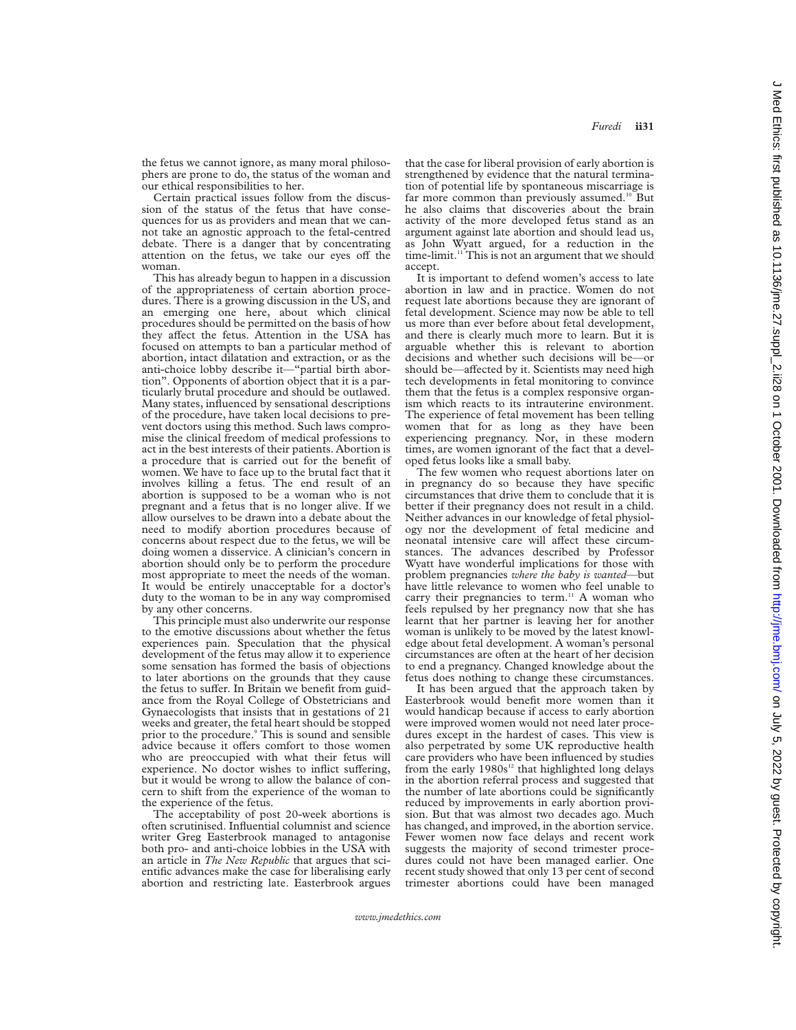the fetus we cannot ignore, as many moral philosophers are prone to do, the status of the woman and our ethical responsibilities to her.

Certain practical issues follow from the discussion of the status of the fetus that have consequences for us as providers and mean that we cannot take an agnostic approach to the fetal-centred debate. There is a danger that by concentrating attention on the fetus, we take our eyes off the woman.

This has already begun to happen in a discussion of the appropriateness of certain abortion procedures. There is a growing discussion in the US, and an emerging one here, about which clinical procedures should be permitted on the basis of how they affect the fetus. Attention in the USA has focused on attempts to ban a particular method of abortion, intact dilatation and extraction, or as the anti-choice lobby describe it—"partial birth abortion". Opponents of abortion object that it is a particularly brutal procedure and should be outlawed. Many states, influenced by sensational descriptions of the procedure, have taken local decisions to prevent doctors using this method. Such laws compromise the clinical freedom of medical professions to act in the best interests of their patients. Abortion is a procedure that is carried out for the benefit of women. We have to face up to the brutal fact that it involves killing a fetus. The end result of an abortion is supposed to be a woman who is not pregnant and a fetus that is no longer alive. If we allow ourselves to be drawn into a debate about the need to modify abortion procedures because of concerns about respect due to the fetus, we will be doing women a disservice. A clinician's concern in abortion should only be to perform the procedure most appropriate to meet the needs of the woman. It would be entirely unacceptable for a doctor's duty to the woman to be in any way compromised by any other concerns.

This principle must also underwrite our response to the emotive discussions about whether the fetus experiences pain. Speculation that the physical development of the fetus may allow it to experience some sensation has formed the basis of objections to later abortions on the grounds that they cause the fetus to suffer. In Britain we benefit from guidance from the Royal College of Obstetricians and Gynaecologists that insists that in gestations of 21 weeks and greater, the fetal heart should be stopped prior to the procedure.[9] This is sound and sensible advice because it offers comfort to those women who are preoccupied with what their fetus will experience. No doctor wishes to inflict suffering, but it would be wrong to allow the balance of concern to shift from the experience of the woman to the experience of the fetus.

The acceptability of post 20-week abortions is often scrutinised. Influential columnist and science writer Greg Easterbrook managed to antagonise both pro- and anti-choice lobbies in the USA with an article in *The New Republic* that argues that scientific advances make the case for liberalising early abortion and restricting late. Easterbrook argues that the case for liberal provision of early abortion is strengthened by evidence that the natural termination of potential life by spontaneous miscarriage is far more common than previously assumed.[10] But he also claims that discoveries about the brain activity of the more developed fetus stand as an argument against late abortion and should lead us, as John Wyatt argued, for a reduction in the time-limit.[11] This is not an argument that we should accept.

It is important to defend women's access to late abortion in law and in practice. Women do not request late abortions because they are ignorant of fetal development. Science may now be able to tell us more than ever before about fetal development, and there is clearly much more to learn. But it is arguable whether this is relevant to abortion decisions and whether such decisions will be—or should be—affected by it. Scientists may need high tech developments in fetal monitoring to convince them that the fetus is a complex responsive organism which reacts to its intrauterine environment. The experience of fetal movement has been telling women that for as long as they have been experiencing pregnancy. Nor, in these modern times, are women ignorant of the fact that a developed fetus looks like a small baby.

The few women who request abortions later on in pregnancy do so because they have specific circumstances that drive them to conclude that it is better if their pregnancy does not result in a child. Neither advances in our knowledge of fetal physiology nor the development of fetal medicine and neonatal intensive care will affect these circumstances. The advances described by Professor Wyatt have wonderful implications for those with problem pregnancies *where the baby is wanted*—but have little relevance to women who feel unable to carry their pregnancies to term.[11] A woman who feels repulsed by her pregnancy now that she has learnt that her partner is leaving her for another woman is unlikely to be moved by the latest knowledge about fetal development. A woman's personal circumstances are often at the heart of her decision to end a pregnancy. Changed knowledge about the fetus does nothing to change these circumstances.

It has been argued that the approach taken by Easterbrook would benefit more women than it would handicap because if access to early abortion were improved women would not need later procedures except in the hardest of cases. This view is also perpetrated by some UK reproductive health care providers who have been influenced by studies from the early 1980s[12] that highlighted long delays in the abortion referral process and suggested that the number of late abortions could be significantly reduced by improvements in early abortion provision. But that was almost two decades ago. Much has changed, and improved, in the abortion service. Fewer women now face delays and recent work suggests the majority of second trimester procedures could not have been managed earlier. One recent study showed that only 13 per cent of second trimester abortions could have been managed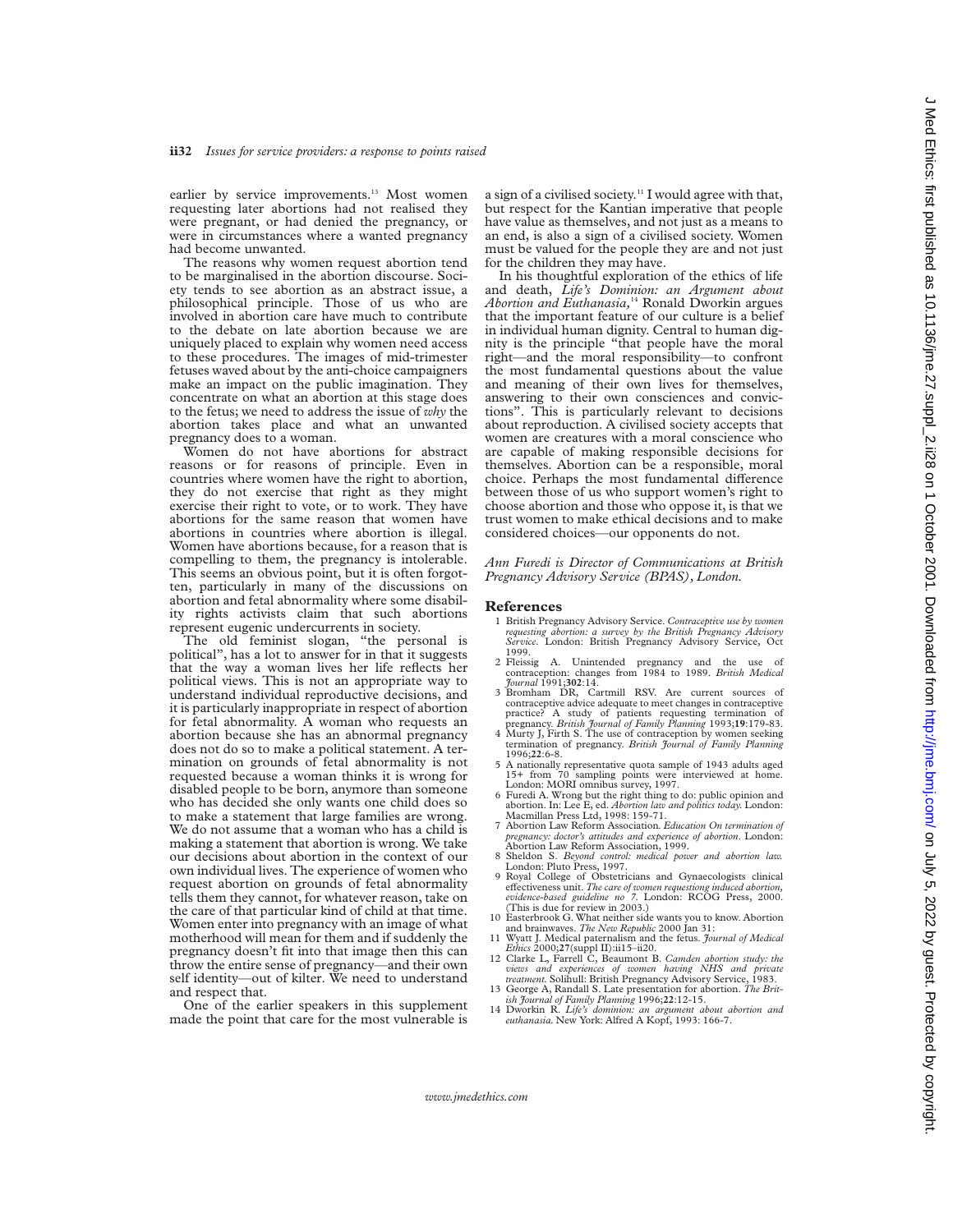earlier by service improvements.[13] Most women requesting later abortions had not realised they were pregnant, or had denied the pregnancy, or were in circumstances where a wanted pregnancy had become unwanted.

The reasons why women request abortion tend to be marginalised in the abortion discourse. Society tends to see abortion as an abstract issue, a philosophical principle. Those of us who are involved in abortion care have much to contribute to the debate on late abortion because we are uniquely placed to explain why women need access to these procedures. The images of mid-trimester fetuses waved about by the anti-choice campaigners make an impact on the public imagination. They concentrate on what an abortion at this stage does to the fetus; we need to address the issue of *why* the abortion takes place and what an unwanted pregnancy does to a woman.

Women do not have abortions for abstract reasons or for reasons of principle. Even in countries where women have the right to abortion, they do not exercise that right as they might exercise their right to vote, or to work. They have abortions for the same reason that women have abortions in countries where abortion is illegal. Women have abortions because, for a reason that is compelling to them, the pregnancy is intolerable. This seems an obvious point, but it is often forgotten, particularly in many of the discussions on abortion and fetal abnormality where some disability rights activists claim that such abortions represent eugenic undercurrents in society.

The old feminist slogan, "the personal is political", has a lot to answer for in that it suggests that the way a woman lives her life reflects her political views. This is not an appropriate way to understand individual reproductive decisions, and it is particularly inappropriate in respect of abortion for fetal abnormality. A woman who requests an abortion because she has an abnormal pregnancy does not do so to make a political statement. A termination on grounds of fetal abnormality is not requested because a woman thinks it is wrong for disabled people to be born, anymore than someone who has decided she only wants one child does so to make a statement that large families are wrong. We do not assume that a woman who has a child is making a statement that abortion is wrong. We take our decisions about abortion in the context of our own individual lives. The experience of women who request abortion on grounds of fetal abnormality tells them they cannot, for whatever reason, take on the care of that particular kind of child at that time. Women enter into pregnancy with an image of what motherhood will mean for them and if suddenly the pregnancy doesn't fit into that image then this can throw the entire sense of pregnancy—and their own self identity—out of kilter. We need to understand and respect that.

One of the earlier speakers in this supplement made the point that care for the most vulnerable is a sign of a civilised society.[11] I would agree with that, but respect for the Kantian imperative that people have value as themselves, and not just as a means to an end, is also a sign of a civilised society. Women must be valued for the people they are and not just for the children they may have.

In his thoughtful exploration of the ethics of life and death, *Life's Dominion: an Argument about Abortion and Euthanasia*,[14] Ronald Dworkin argues that the important feature of our culture is a belief in individual human dignity. Central to human dignity is the principle "that people have the moral right—and the moral responsibility—to confront the most fundamental questions about the value and meaning of their own lives for themselves, answering to their own consciences and convictions". This is particularly relevant to decisions about reproduction. A civilised society accepts that women are creatures with a moral conscience who are capable of making responsible decisions for themselves. Abortion can be a responsible, moral choice. Perhaps the most fundamental difference between those of us who support women's right to choose abortion and those who oppose it, is that we trust women to make ethical decisions and to make considered choices—our opponents do not.

*Ann Furedi is Director of Communications at British Pregnancy Advisory Service (BPAS), London.*

## References

1. British Pregnancy Advisory Service. *Contraceptive use by women requesting abortion: a survey by the British Pregnancy Advisory Service*. London: British Pregnancy Advisory Service, Oct 1999.
2. Fleissig A. Unintended pregnancy and the use of contraception: changes from 1984 to 1989. *British Medical Journal* 1991;**302**:14.
3. Bromham DR, Cartmill RSV. Are current sources of contraceptive advice adequate to meet changes in contraceptive practice? A study of patients requesting termination of pregnancy. *British Journal of Family Planning* 1993;**19**:179-83.
4. Murty J, Firth S. The use of contraception by women seeking termination of pregnancy. *British Journal of Family Planning* 1996;**22**:6-8.
5. A nationally representative quota sample of 1943 adults aged 15+ from 70 sampling points were interviewed at home. London: MORI omnibus survey, 1997.
6. Furedi A. Wrong but the right thing to do: public opinion and abortion. In: Lee E, ed. *Abortion law and politics today*. London: Macmillan Press Ltd, 1998: 159-71.
7. Abortion Law Reform Association. *Education On termination of pregnancy: doctor's attitudes and experience of abortion*. London: Abortion Law Reform Association, 1999.
8. Sheldon S. *Beyond control: medical power and abortion law*. London: Pluto Press, 1997.
9. Royal College of Obstetricians and Gynaecologists clinical effectiveness unit. *The care of women requestiong induced abortion, evidence-based guideline no 7*. London: RCOG Press, 2000. (This is due for review in 2003.)
10. Easterbrook G. What neither side wants you to know. Abortion and brainwaves. *The New Republic* 2000 Jan 31:
11. Wyatt J. Medical paternalism and the fetus. *Journal of Medical Ethics* 2000;**27**(suppl II):ii15–ii20.
12. Clarke L, Farrell C, Beaumont B. *Camden abortion study: the views and experiences of women having NHS and private treatment*. Solihull: British Pregnancy Advisory Service, 1983.
13. George A, Randall S. Late presentation for abortion. *The British Journal of Family Planning* 1996;**22**:12-15.
14. Dworkin R. *Life's dominion: an argument about abortion and euthanasia*. New York: Alfred A Kopf, 1993: 166-7.